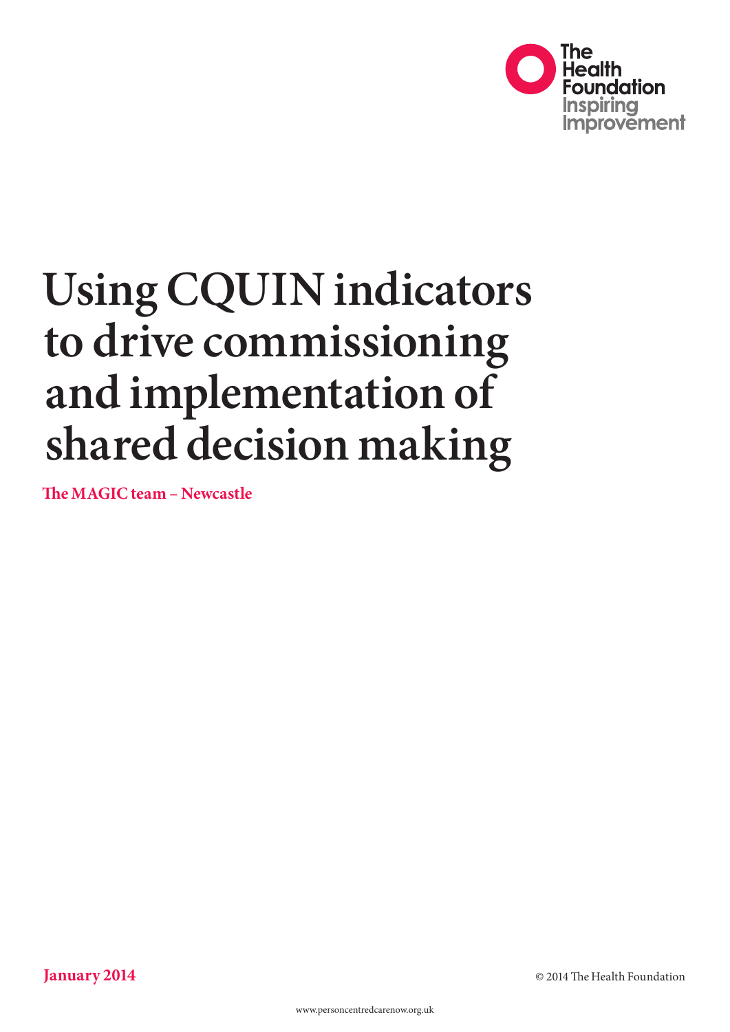The Health Foundation
Inspiring Improvement

# Using CQUIN indicators to drive commissioning and implementation of shared decision making

**The MAGIC team – Newcastle**

**January 2014**

© 2014 The Health Foundation

www.personcentredcarenow.org.uk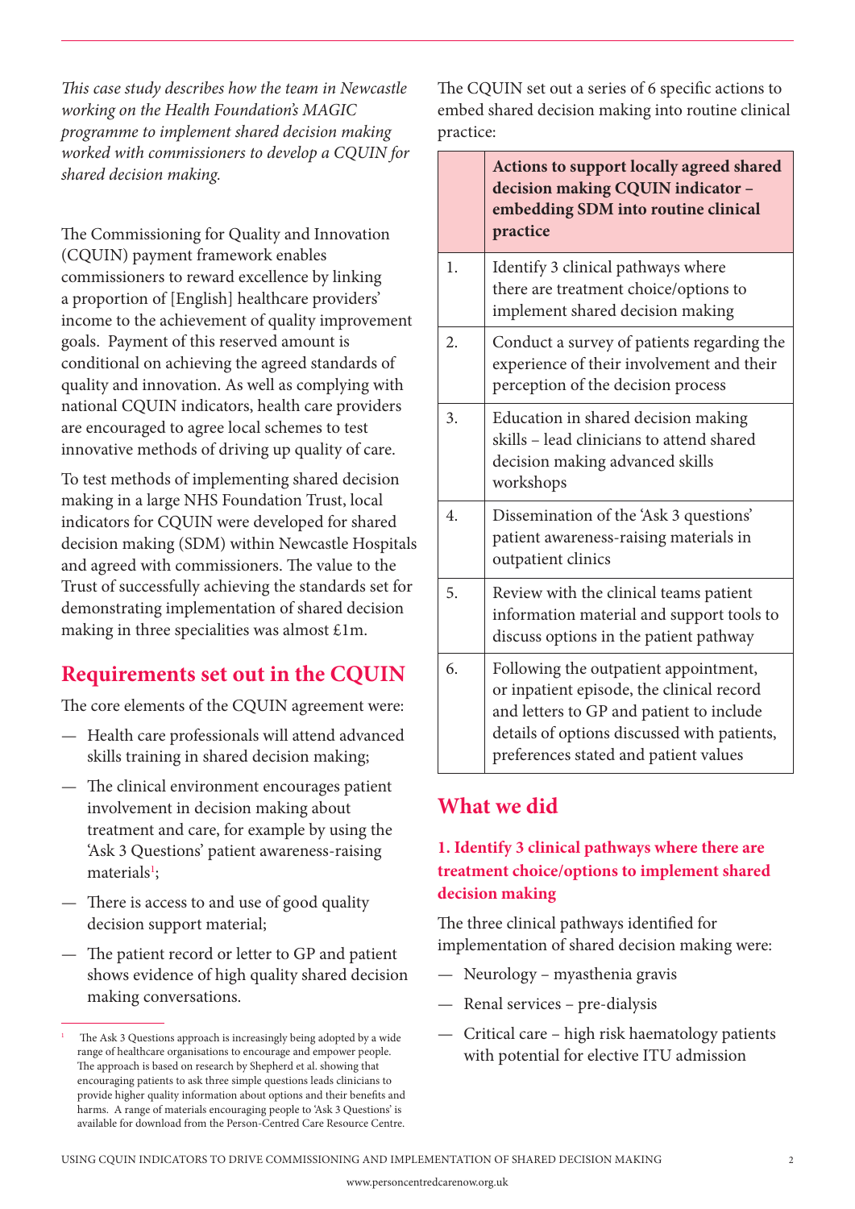*This case study describes how the team in Newcastle working on the Health Foundation's MAGIC programme to implement shared decision making worked with commissioners to develop a CQUIN for shared decision making.*

The Commissioning for Quality and Innovation (CQUIN) payment framework enables commissioners to reward excellence by linking a proportion of [English] healthcare providers' income to the achievement of quality improvement goals. Payment of this reserved amount is conditional on achieving the agreed standards of quality and innovation. As well as complying with national CQUIN indicators, health care providers are encouraged to agree local schemes to test innovative methods of driving up quality of care.

To test methods of implementing shared decision making in a large NHS Foundation Trust, local indicators for CQUIN were developed for shared decision making (SDM) within Newcastle Hospitals and agreed with commissioners. The value to the Trust of successfully achieving the standards set for demonstrating implementation of shared decision making in three specialities was almost £1m.

## Requirements set out in the CQUIN

The core elements of the CQUIN agreement were:

- Health care professionals will attend advanced skills training in shared decision making;
- The clinical environment encourages patient involvement in decision making about treatment and care, for example by using the 'Ask 3 Questions' patient awareness-raising materials[1];
- There is access to and use of good quality decision support material;
- The patient record or letter to GP and patient shows evidence of high quality shared decision making conversations.

[1] The Ask 3 Questions approach is increasingly being adopted by a wide range of healthcare organisations to encourage and empower people. The approach is based on research by Shepherd et al. showing that encouraging patients to ask three simple questions leads clinicians to provide higher quality information about options and their benefits and harms. A range of materials encouraging people to 'Ask 3 Questions' is available for download from the Person-Centred Care Resource Centre.

The CQUIN set out a series of 6 specific actions to embed shared decision making into routine clinical practice:

| | **Actions to support locally agreed shared decision making CQUIN indicator – embedding SDM into routine clinical practice** |
|---|---|
| 1. | Identify 3 clinical pathways where there are treatment choice/options to implement shared decision making |
| 2. | Conduct a survey of patients regarding the experience of their involvement and their perception of the decision process |
| 3. | Education in shared decision making skills – lead clinicians to attend shared decision making advanced skills workshops |
| 4. | Dissemination of the 'Ask 3 questions' patient awareness-raising materials in outpatient clinics |
| 5. | Review with the clinical teams patient information material and support tools to discuss options in the patient pathway |
| 6. | Following the outpatient appointment, or inpatient episode, the clinical record and letters to GP and patient to include details of options discussed with patients, preferences stated and patient values |

## What we did

### 1. Identify 3 clinical pathways where there are treatment choice/options to implement shared decision making

The three clinical pathways identified for implementation of shared decision making were:

- Neurology – myasthenia gravis
- Renal services – pre-dialysis
- Critical care – high risk haematology patients with potential for elective ITU admission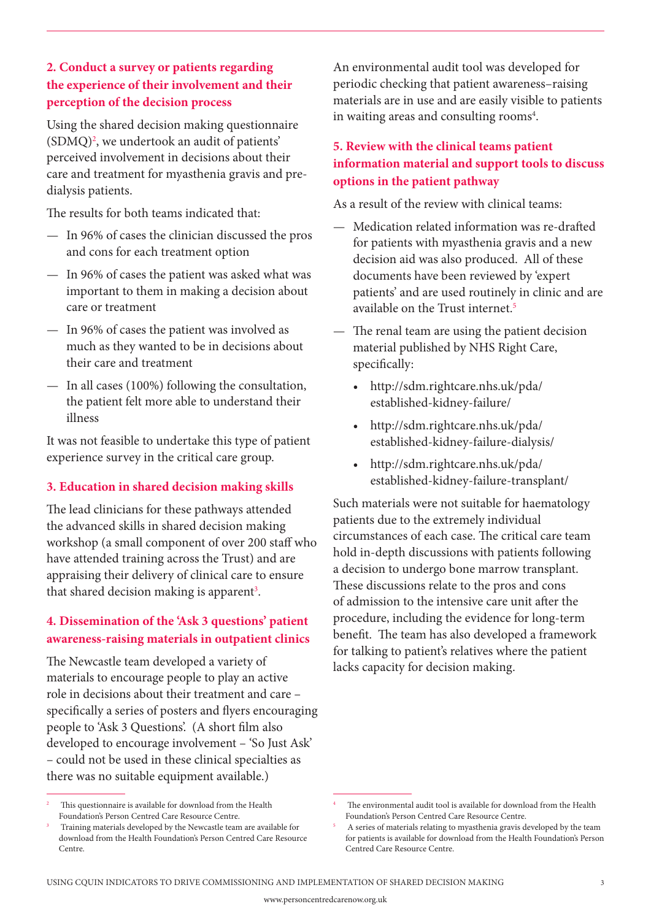### 2. Conduct a survey or patients regarding the experience of their involvement and their perception of the decision process

Using the shared decision making questionnaire (SDMQ)[2], we undertook an audit of patients' perceived involvement in decisions about their care and treatment for myasthenia gravis and pre-dialysis patients.

The results for both teams indicated that:

- In 96% of cases the clinician discussed the pros and cons for each treatment option
- In 96% of cases the patient was asked what was important to them in making a decision about care or treatment
- In 96% of cases the patient was involved as much as they wanted to be in decisions about their care and treatment
- In all cases (100%) following the consultation, the patient felt more able to understand their illness

It was not feasible to undertake this type of patient experience survey in the critical care group.

### 3. Education in shared decision making skills

The lead clinicians for these pathways attended the advanced skills in shared decision making workshop (a small component of over 200 staff who have attended training across the Trust) and are appraising their delivery of clinical care to ensure that shared decision making is apparent[3].

### 4. Dissemination of the 'Ask 3 questions' patient awareness-raising materials in outpatient clinics

The Newcastle team developed a variety of materials to encourage people to play an active role in decisions about their treatment and care – specifically a series of posters and flyers encouraging people to 'Ask 3 Questions'. (A short film also developed to encourage involvement – 'So Just Ask' – could not be used in these clinical specialties as there was no suitable equipment available.)

An environmental audit tool was developed for periodic checking that patient awareness–raising materials are in use and are easily visible to patients in waiting areas and consulting rooms[4].

### 5. Review with the clinical teams patient information material and support tools to discuss options in the patient pathway

As a result of the review with clinical teams:

- Medication related information was re-drafted for patients with myasthenia gravis and a new decision aid was also produced. All of these documents have been reviewed by 'expert patients' and are used routinely in clinic and are available on the Trust internet.[5]
- The renal team are using the patient decision material published by NHS Right Care, specifically:
  - http://sdm.rightcare.nhs.uk/pda/established-kidney-failure/
  - http://sdm.rightcare.nhs.uk/pda/established-kidney-failure-dialysis/
  - http://sdm.rightcare.nhs.uk/pda/established-kidney-failure-transplant/

Such materials were not suitable for haematology patients due to the extremely individual circumstances of each case. The critical care team hold in-depth discussions with patients following a decision to undergo bone marrow transplant. These discussions relate to the pros and cons of admission to the intensive care unit after the procedure, including the evidence for long-term benefit. The team has also developed a framework for talking to patient's relatives where the patient lacks capacity for decision making.

---

[2] This questionnaire is available for download from the Health Foundation's Person Centred Care Resource Centre.

[3] Training materials developed by the Newcastle team are available for download from the Health Foundation's Person Centred Care Resource Centre.

[4] The environmental audit tool is available for download from the Health Foundation's Person Centred Care Resource Centre.

[5] A series of materials relating to myasthenia gravis developed by the team for patients is available for download from the Health Foundation's Person Centred Care Resource Centre.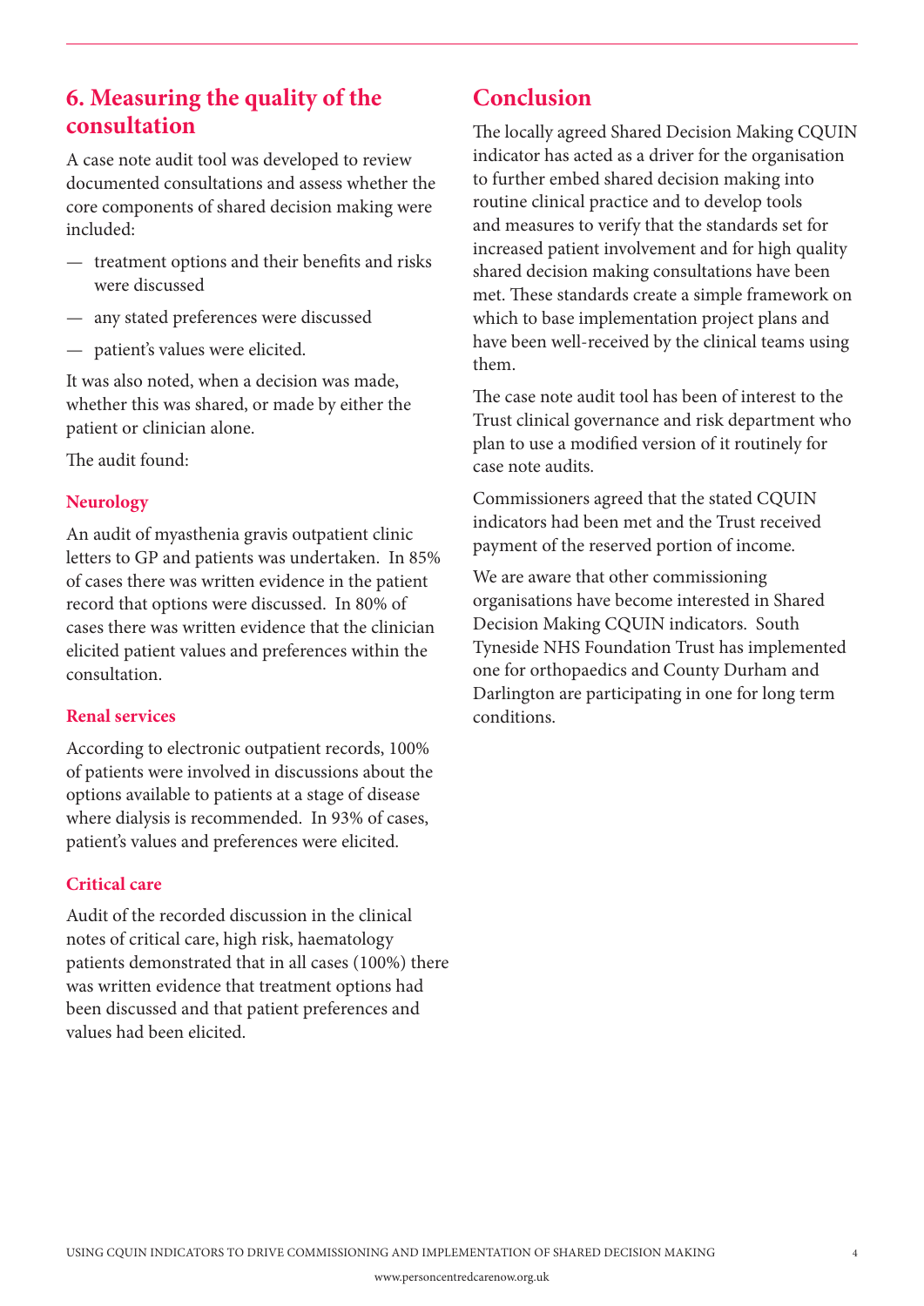## 6. Measuring the quality of the consultation

A case note audit tool was developed to review documented consultations and assess whether the core components of shared decision making were included:

- treatment options and their benefits and risks were discussed
- any stated preferences were discussed
- patient's values were elicited.

It was also noted, when a decision was made, whether this was shared, or made by either the patient or clinician alone.

The audit found:

### Neurology

An audit of myasthenia gravis outpatient clinic letters to GP and patients was undertaken. In 85% of cases there was written evidence in the patient record that options were discussed. In 80% of cases there was written evidence that the clinician elicited patient values and preferences within the consultation.

### Renal services

According to electronic outpatient records, 100% of patients were involved in discussions about the options available to patients at a stage of disease where dialysis is recommended. In 93% of cases, patient's values and preferences were elicited.

### Critical care

Audit of the recorded discussion in the clinical notes of critical care, high risk, haematology patients demonstrated that in all cases (100%) there was written evidence that treatment options had been discussed and that patient preferences and values had been elicited.

## Conclusion

The locally agreed Shared Decision Making CQUIN indicator has acted as a driver for the organisation to further embed shared decision making into routine clinical practice and to develop tools and measures to verify that the standards set for increased patient involvement and for high quality shared decision making consultations have been met. These standards create a simple framework on which to base implementation project plans and have been well-received by the clinical teams using them.

The case note audit tool has been of interest to the Trust clinical governance and risk department who plan to use a modified version of it routinely for case note audits.

Commissioners agreed that the stated CQUIN indicators had been met and the Trust received payment of the reserved portion of income.

We are aware that other commissioning organisations have become interested in Shared Decision Making CQUIN indicators. South Tyneside NHS Foundation Trust has implemented one for orthopaedics and County Durham and Darlington are participating in one for long term conditions.